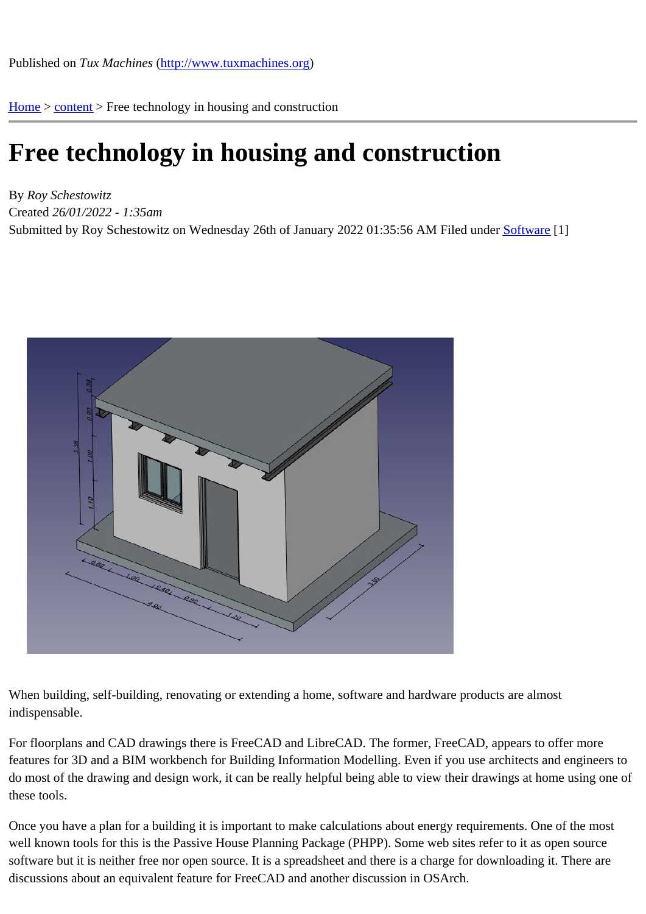Published on *Tux Machines* (http://www.tuxmachines.org)

Home > content > Free technology in housing and construction

# Free technology in housing and construction

By *Roy Schestowitz*
Created *26/01/2022 - 1:35am*
Submitted by Roy Schestowitz on Wednesday 26th of January 2022 01:35:56 AM Filed under Software [1]

When building, self-building, renovating or extending a home, software and hardware products are almost indispensable.

For floorplans and CAD drawings there is FreeCAD and LibreCAD. The former, FreeCAD, appears to offer more features for 3D and a BIM workbench for Building Information Modelling. Even if you use architects and engineers to do most of the drawing and design work, it can be really helpful being able to view their drawings at home using one of these tools.

Once you have a plan for a building it is important to make calculations about energy requirements. One of the most well known tools for this is the Passive House Planning Package (PHPP). Some web sites refer to it as open source software but it is neither free nor open source. It is a spreadsheet and there is a charge for downloading it. There are discussions about an equivalent feature for FreeCAD and another discussion in OSArch.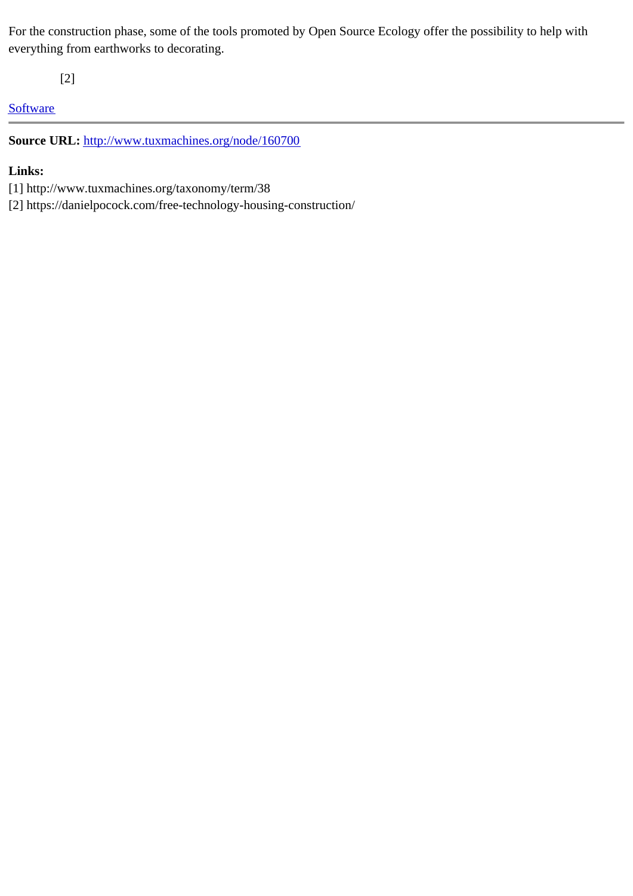For the construction phase, some of the tools promoted by Open Source Ecology offer the possibility to help with everything from earthworks to decorating.

[2]

Software

**Source URL:** http://www.tuxmachines.org/node/160700

**Links:**
[1] http://www.tuxmachines.org/taxonomy/term/38
[2] https://danielpocock.com/free-technology-housing-construction/